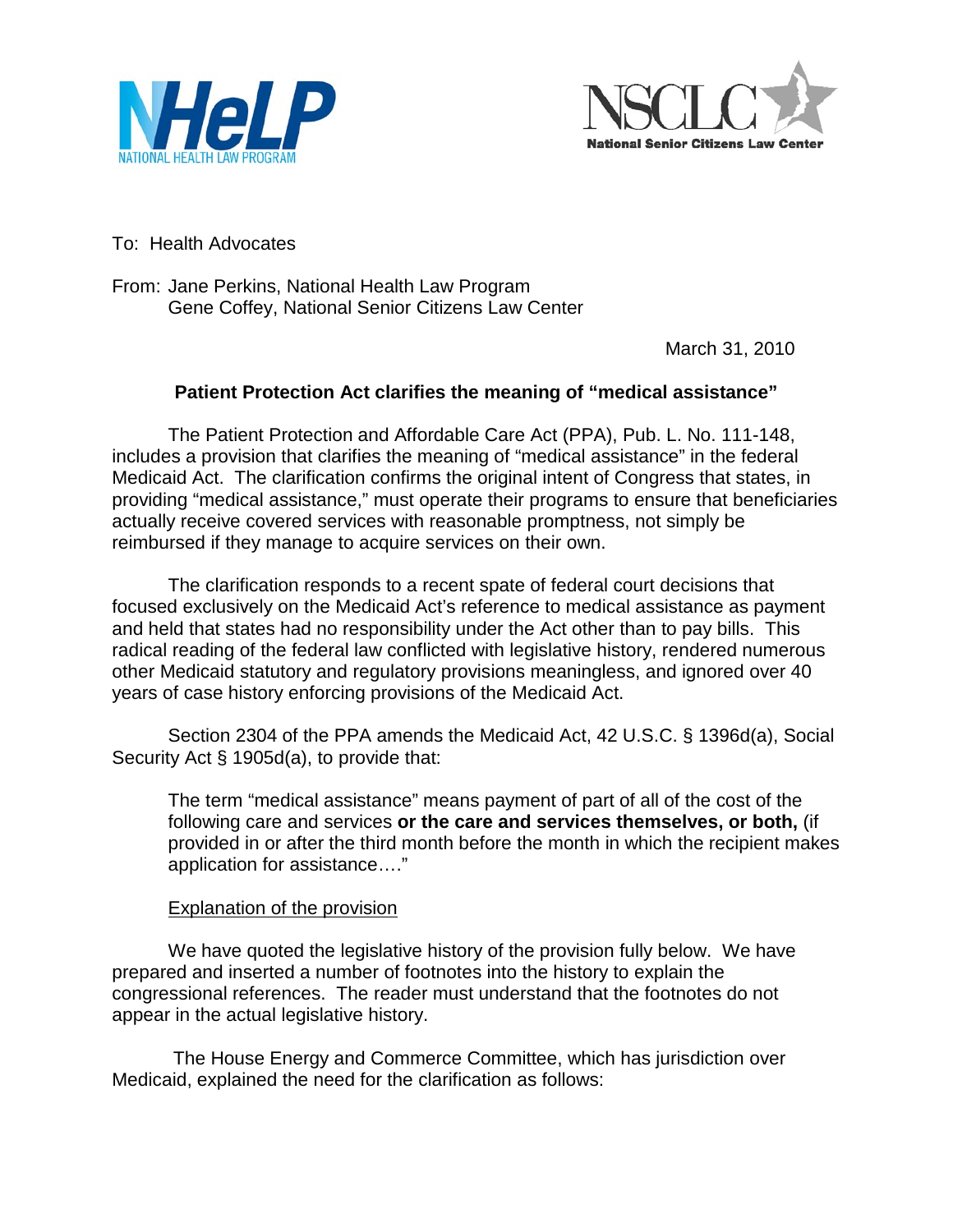NHeLP
NATIONAL HEALTH LAW PROGRAM

NSCLC
National Senior Citizens Law Center

To: Health Advocates

From: Jane Perkins, National Health Law Program
Gene Coffey, National Senior Citizens Law Center

March 31, 2010

**Patient Protection Act clarifies the meaning of "medical assistance"**

The Patient Protection and Affordable Care Act (PPA), Pub. L. No. 111-148, includes a provision that clarifies the meaning of "medical assistance" in the federal Medicaid Act. The clarification confirms the original intent of Congress that states, in providing "medical assistance," must operate their programs to ensure that beneficiaries actually receive covered services with reasonable promptness, not simply be reimbursed if they manage to acquire services on their own.

The clarification responds to a recent spate of federal court decisions that focused exclusively on the Medicaid Act's reference to medical assistance as payment and held that states had no responsibility under the Act other than to pay bills. This radical reading of the federal law conflicted with legislative history, rendered numerous other Medicaid statutory and regulatory provisions meaningless, and ignored over 40 years of case history enforcing provisions of the Medicaid Act.

Section 2304 of the PPA amends the Medicaid Act, 42 U.S.C. § 1396d(a), Social Security Act § 1905d(a), to provide that:

> The term "medical assistance" means payment of part of all of the cost of the following care and services **or the care and services themselves, or both,** (if provided in or after the third month before the month in which the recipient makes application for assistance…."

<u>Explanation of the provision</u>

We have quoted the legislative history of the provision fully below. We have prepared and inserted a number of footnotes into the history to explain the congressional references. The reader must understand that the footnotes do not appear in the actual legislative history.

The House Energy and Commerce Committee, which has jurisdiction over Medicaid, explained the need for the clarification as follows: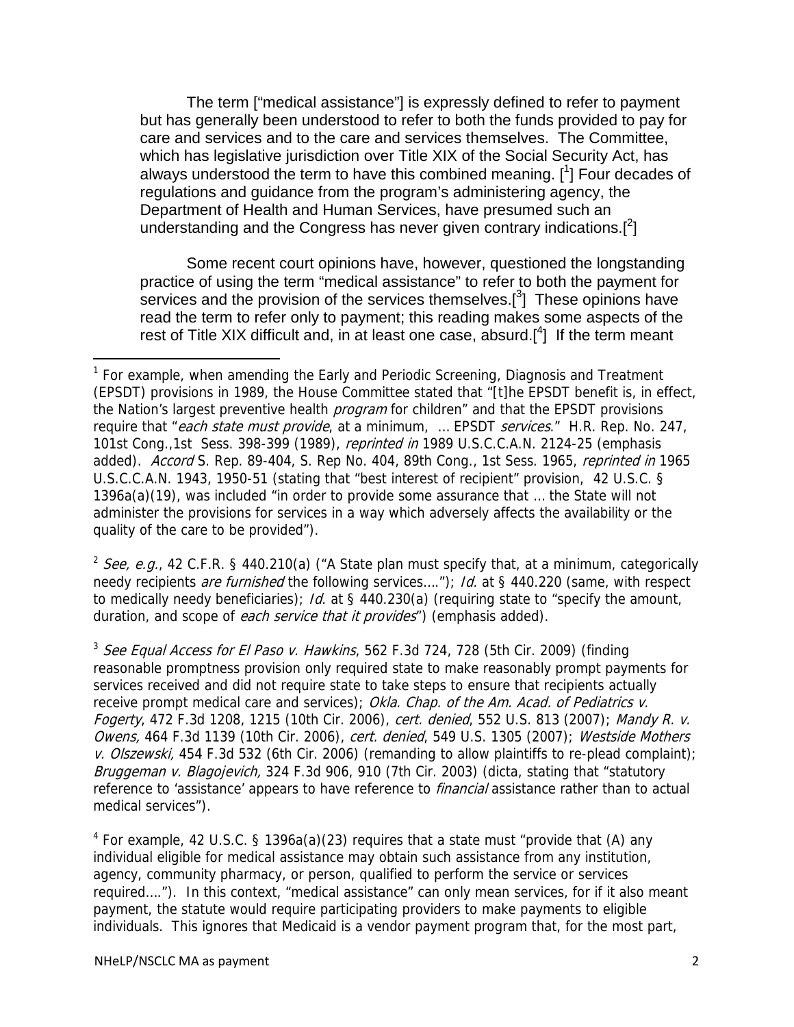The term ["medical assistance"] is expressly defined to refer to payment but has generally been understood to refer to both the funds provided to pay for care and services and to the care and services themselves. The Committee, which has legislative jurisdiction over Title XIX of the Social Security Act, has always understood the term to have this combined meaning. [1] Four decades of regulations and guidance from the program's administering agency, the Department of Health and Human Services, have presumed such an understanding and the Congress has never given contrary indications.[2]

Some recent court opinions have, however, questioned the longstanding practice of using the term "medical assistance" to refer to both the payment for services and the provision of the services themselves.[3] These opinions have read the term to refer only to payment; this reading makes some aspects of the rest of Title XIX difficult and, in at least one case, absurd.[4] If the term meant

---

[1] For example, when amending the Early and Periodic Screening, Diagnosis and Treatment (EPSDT) provisions in 1989, the House Committee stated that "[t]he EPSDT benefit is, in effect, the Nation's largest preventive health *program* for children" and that the EPSDT provisions require that "*each state must provide*, at a minimum, … EPSDT *services*." H.R. Rep. No. 247, 101st Cong.,1st Sess. 398-399 (1989), *reprinted in* 1989 U.S.C.C.A.N. 2124-25 (emphasis added). *Accord* S. Rep. 89-404, S. Rep No. 404, 89th Cong., 1st Sess. 1965, *reprinted in* 1965 U.S.C.C.A.N. 1943, 1950-51 (stating that "best interest of recipient" provision, 42 U.S.C. § 1396a(a)(19), was included "in order to provide some assurance that … the State will not administer the provisions for services in a way which adversely affects the availability or the quality of the care to be provided").

[2] *See, e.g.*, 42 C.F.R. § 440.210(a) ("A State plan must specify that, at a minimum, categorically needy recipients *are furnished* the following services…."); *Id.* at § 440.220 (same, with respect to medically needy beneficiaries); *Id.* at § 440.230(a) (requiring state to "specify the amount, duration, and scope of *each service that it provides*") (emphasis added).

[3] *See Equal Access for El Paso v. Hawkins*, 562 F.3d 724, 728 (5th Cir. 2009) (finding reasonable promptness provision only required state to make reasonably prompt payments for services received and did not require state to take steps to ensure that recipients actually receive prompt medical care and services); *Okla. Chap. of the Am. Acad. of Pediatrics v. Fogerty*, 472 F.3d 1208, 1215 (10th Cir. 2006), *cert. denied*, 552 U.S. 813 (2007); *Mandy R. v. Owens*, 464 F.3d 1139 (10th Cir. 2006), *cert. denied*, 549 U.S. 1305 (2007); *Westside Mothers v. Olszewski*, 454 F.3d 532 (6th Cir. 2006) (remanding to allow plaintiffs to re-plead complaint); *Bruggeman v. Blagojevich*, 324 F.3d 906, 910 (7th Cir. 2003) (dicta, stating that "statutory reference to 'assistance' appears to have reference to *financial* assistance rather than to actual medical services").

[4] For example, 42 U.S.C. § 1396a(a)(23) requires that a state must "provide that (A) any individual eligible for medical assistance may obtain such assistance from any institution, agency, community pharmacy, or person, qualified to perform the service or services required…."). In this context, "medical assistance" can only mean services, for if it also meant payment, the statute would require participating providers to make payments to eligible individuals. This ignores that Medicaid is a vendor payment program that, for the most part,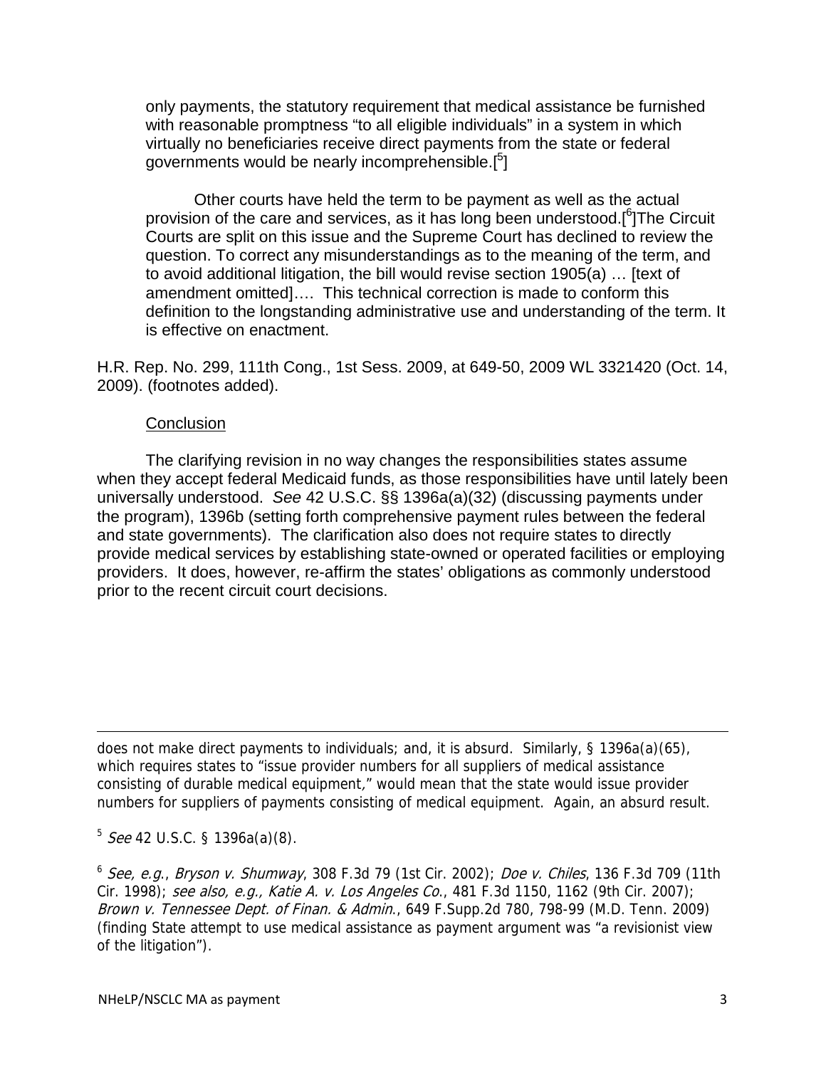> only payments, the statutory requirement that medical assistance be furnished with reasonable promptness "to all eligible individuals" in a system in which virtually no beneficiaries receive direct payments from the state or federal governments would be nearly incomprehensible.[5]
>
> Other courts have held the term to be payment as well as the actual provision of the care and services, as it has long been understood.[6]The Circuit Courts are split on this issue and the Supreme Court has declined to review the question. To correct any misunderstandings as to the meaning of the term, and to avoid additional litigation, the bill would revise section 1905(a) … [text of amendment omitted]…. This technical correction is made to conform this definition to the longstanding administrative use and understanding of the term. It is effective on enactment.

H.R. Rep. No. 299, 111th Cong., 1st Sess. 2009, at 649-50, 2009 WL 3321420 (Oct. 14, 2009). (footnotes added).

## Conclusion

The clarifying revision in no way changes the responsibilities states assume when they accept federal Medicaid funds, as those responsibilities have until lately been universally understood. *See* 42 U.S.C. §§ 1396a(a)(32) (discussing payments under the program), 1396b (setting forth comprehensive payment rules between the federal and state governments). The clarification also does not require states to directly provide medical services by establishing state-owned or operated facilities or employing providers. It does, however, re-affirm the states' obligations as commonly understood prior to the recent circuit court decisions.

---

does not make direct payments to individuals; and, it is absurd. Similarly, § 1396a(a)(65), which requires states to "issue provider numbers for all suppliers of medical assistance consisting of durable medical equipment," would mean that the state would issue provider numbers for suppliers of payments consisting of medical equipment. Again, an absurd result.

[5] *See* 42 U.S.C. § 1396a(a)(8).

[6] *See, e.g.*, *Bryson v. Shumway*, 308 F.3d 79 (1st Cir. 2002); *Doe v. Chiles*, 136 F.3d 709 (11th Cir. 1998); *see also, e.g., Katie A. v. Los Angeles Co.*, 481 F.3d 1150, 1162 (9th Cir. 2007); *Brown v. Tennessee Dept. of Finan. & Admin.*, 649 F.Supp.2d 780, 798-99 (M.D. Tenn. 2009) (finding State attempt to use medical assistance as payment argument was "a revisionist view of the litigation").